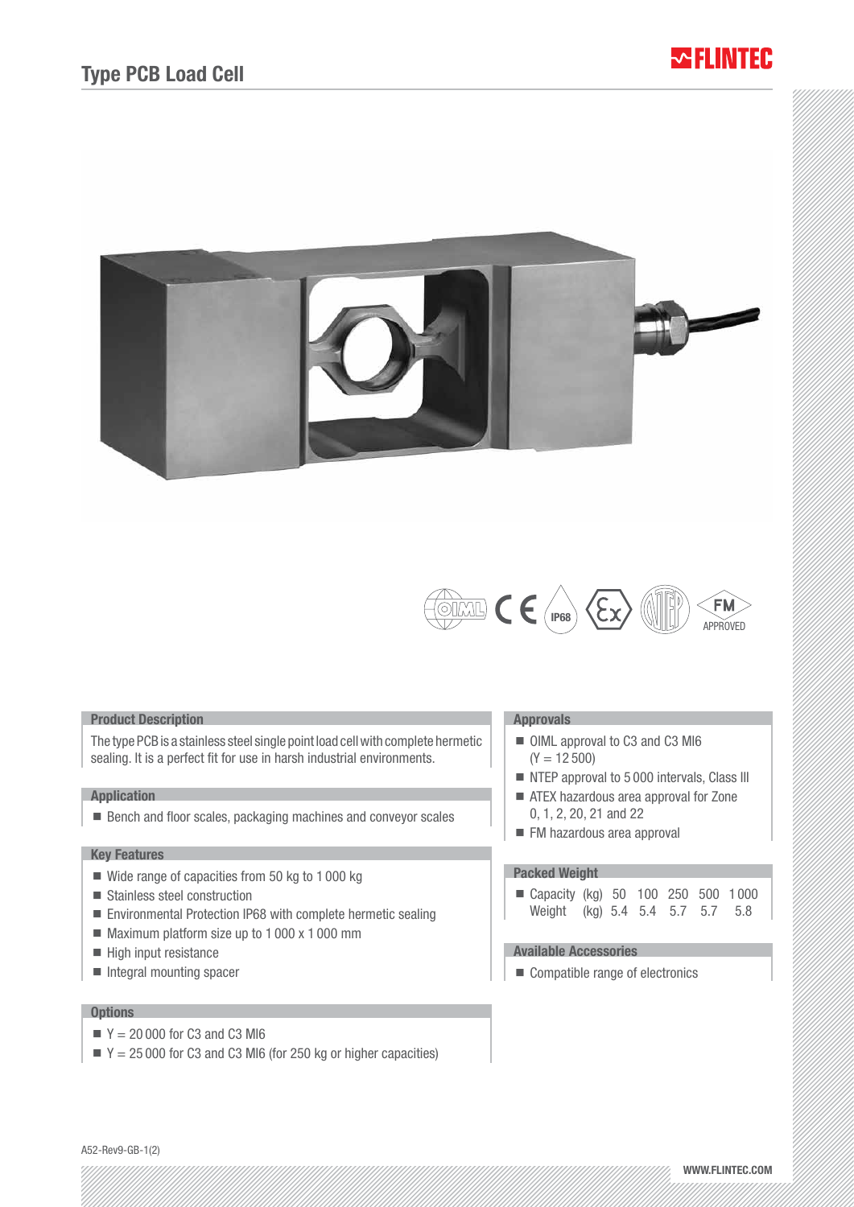# Type PCB Load Cell

## Product Description

The type PCB is a stainless steel single point load cell with complete hermetic sealing. It is a perfect fit for use in harsh industrial environments.

## Application

- Bench and floor scales, packaging machines and conveyor scales

## Key Features

- Wide range of capacities from 50 kg to 1 000 kg
- Stainless steel construction
- Environmental Protection IP68 with complete hermetic sealing
- Maximum platform size up to 1 000 x 1 000 mm
- High input resistance
- Integral mounting spacer

## Options

- Y = 20 000 for C3 and C3 MI6
- Y = 25 000 for C3 and C3 MI6 (for 250 kg or higher capacities)

## Approvals

- OIML approval to C3 and C3 MI6 (Y = 12 500)
- NTEP approval to 5 000 intervals, Class III
- ATEX hazardous area approval for Zone 0, 1, 2, 20, 21 and 22
- FM hazardous area approval

## Packed Weight

| Capacity (kg) | 50 | 100 | 250 | 500 | 1 000 |
|---|---|---|---|---|---|
| Weight (kg) | 5.4 | 5.4 | 5.7 | 5.7 | 5.8 |

## Available Accessories

- Compatible range of electronics

A52-Rev9-GB-1(2)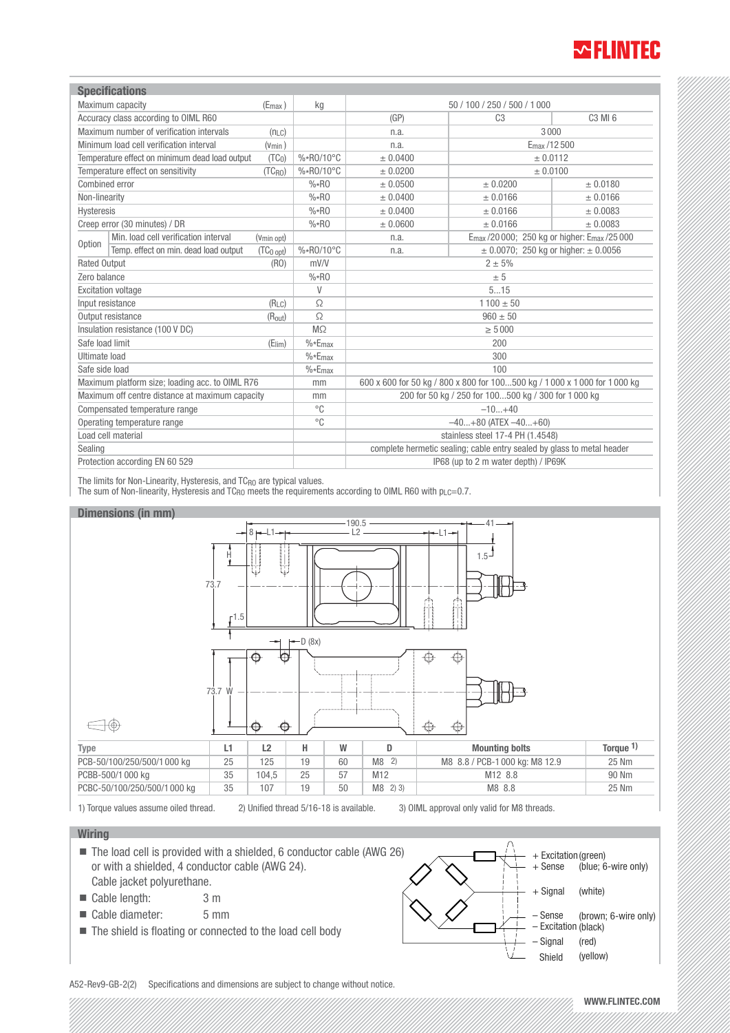## Specifications

| | | | | | |
|---|---|---|---|---|---|
| Maximum capacity | ($E_{max}$) | kg | 50 / 100 / 250 / 500 / 1 000 | | |
| Accuracy class according to OIML R60 | | | (GP) | C3 | C3 MI 6 |
| Maximum number of verification intervals | ($n_{LC}$) | | n.a. | 3 000 | |
| Minimum load cell verification interval | ($v_{min}$) | | n.a. | $E_{max}$ /12 500 | |
| Temperature effect on minimum dead load output | ($TC_0$) | %*RO/10°C | ± 0.0400 | ± 0.0112 | |
| Temperature effect on sensitivity | ($TC_{RO}$) | %*RO/10°C | ± 0.0200 | ± 0.0100 | |
| Combined error | | %*RO | ± 0.0500 | ± 0.0200 | ± 0.0180 |
| Non-linearity | | %*RO | ± 0.0400 | ± 0.0166 | ± 0.0166 |
| Hysteresis | | %*RO | ± 0.0400 | ± 0.0166 | ± 0.0083 |
| Creep error (30 minutes) / DR | | %*RO | ± 0.0600 | ± 0.0166 | ± 0.0083 |
| Option: Min. load cell verification interval | ($v_{min\ opt}$) | | n.a. | $E_{max}$ /20 000; 250 kg or higher: $E_{max}$ /25 000 | |
| Option: Temp. effect on min. dead load output | ($TC_{0\ opt}$) | %*RO/10°C | n.a. | ± 0.0070; 250 kg or higher: ± 0.0056 | |
| Rated Output | (RO) | mV/V | 2 ± 5% | | |
| Zero balance | | %*RO | ± 5 | | |
| Excitation voltage | | V | 5...15 | | |
| Input resistance | ($R_{LC}$) | Ω | 1 100 ± 50 | | |
| Output resistance | ($R_{out}$) | Ω | 960 ± 50 | | |
| Insulation resistance (100 V DC) | | MΩ | ≥ 5 000 | | |
| Safe load limit | ($E_{lim}$) | %*$E_{max}$ | 200 | | |
| Ultimate load | | %*$E_{max}$ | 300 | | |
| Safe side load | | %*$E_{max}$ | 100 | | |
| Maximum platform size; loading acc. to OIML R76 | | mm | 600 x 600 for 50 kg / 800 x 800 for 100...500 kg / 1 000 x 1 000 for 1 000 kg | | |
| Maximum off centre distance at maximum capacity | | mm | 200 for 50 kg / 250 for 100...500 kg / 300 for 1 000 kg | | |
| Compensated temperature range | | °C | –10...+40 | | |
| Operating temperature range | | °C | –40...+80 (ATEX –40...+60) | | |
| Load cell material | | | stainless steel 17-4 PH (1.4548) | | |
| Sealing | | | complete hermetic sealing; cable entry sealed by glass to metal header | | |
| Protection according EN 60 529 | | | IP68 (up to 2 m water depth) / IP69K | | |

The limits for Non-Linearity, Hysteresis, and $TC_{RO}$ are typical values.
The sum of Non-linearity, Hysteresis and $TC_{RO}$ meets the requirements according to OIML R60 with $p_{LC}$=0.7.

## Dimensions (in mm)

190.5
8 L1 L2 L1 41
H 1.5
73.7
1.5
D (8x)
73.7 W

| Type | L1 | L2 | H | W | D | Mounting bolts | Torque 1) |
|---|---|---|---|---|---|---|---|
| PCB-50/100/250/500/1 000 kg | 25 | 125 | 19 | 60 | M8 2) | M8 8.8 / PCB-1 000 kg: M8 12.9 | 25 Nm |
| PCBB-500/1 000 kg | 35 | 104,5 | 25 | 57 | M12 | M12 8.8 | 90 Nm |
| PCBC-50/100/250/500/1 000 kg | 35 | 107 | 19 | 50 | M8 2) 3) | M8 8.8 | 25 Nm |

1) Torque values assume oiled thread. 2) Unified thread 5/16-18 is available. 3) OIML approval only valid for M8 threads.

## Wiring

- The load cell is provided with a shielded, 6 conductor cable (AWG 26) or with a shielded, 4 conductor cable (AWG 24). Cable jacket polyurethane.
- Cable length: 3 m
- Cable diameter: 5 mm
- The shield is floating or connected to the load cell body

+ Excitation (green)
+ Sense (blue; 6-wire only)
+ Signal (white)
– Sense (brown; 6-wire only)
– Excitation (black)
– Signal (red)
Shield (yellow)

A52-Rev9-GB-2(2) Specifications and dimensions are subject to change without notice.